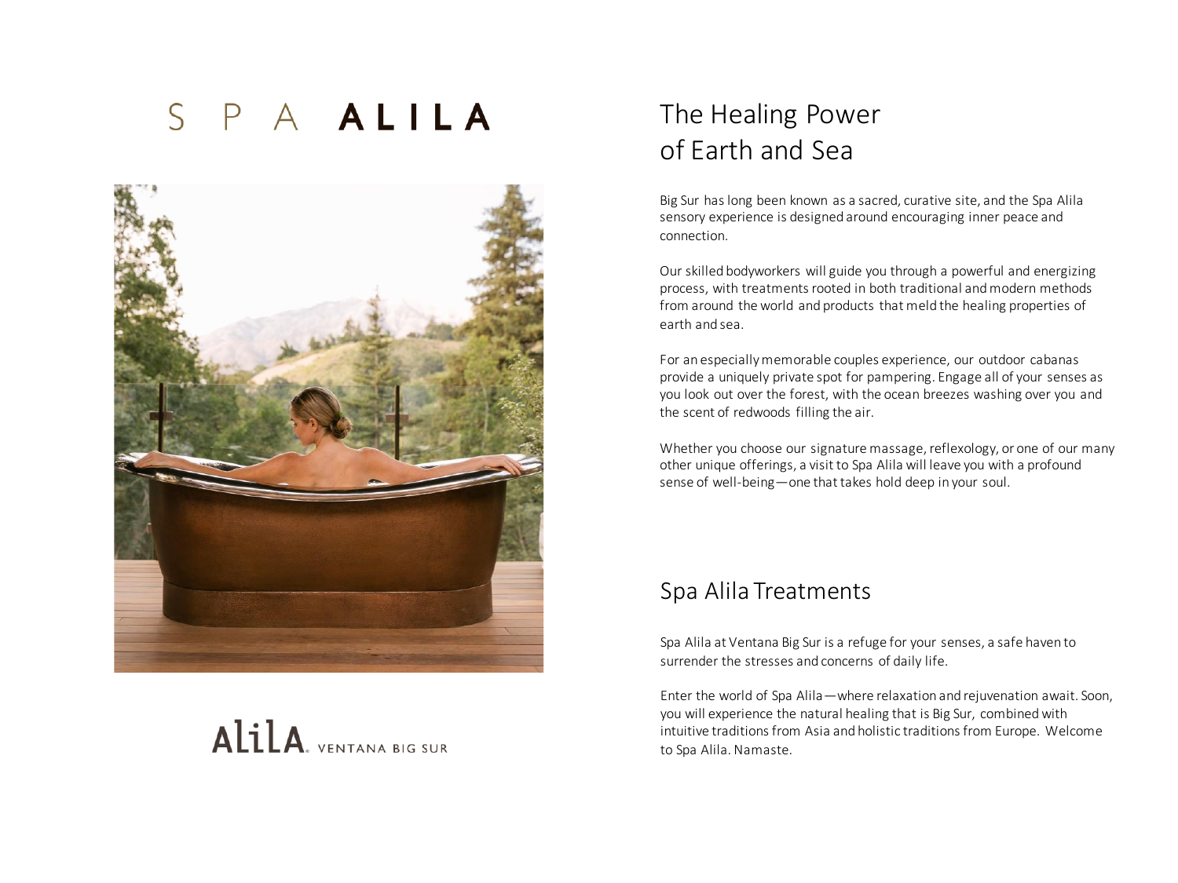# SPA ALILA

Alila VENTANA BIG SUR

## The Healing Power of Earth and Sea

Big Sur has long been known as a sacred, curative site, and the Spa Alila sensory experience is designed around encouraging inner peace and connection.

Our skilled bodyworkers will guide you through a powerful and energizing process, with treatments rooted in both traditional and modern methods from around the world and products that meld the healing properties of earth and sea.

For an especially memorable couples experience, our outdoor cabanas provide a uniquely private spot for pampering. Engage all of your senses as you look out over the forest, with the ocean breezes washing over you and the scent of redwoods filling the air.

Whether you choose our signature massage, reflexology, or one of our many other unique offerings, a visit to Spa Alila will leave you with a profound sense of well-being—one that takes hold deep in your soul.

## Spa Alila Treatments

Spa Alila at Ventana Big Sur is a refuge for your senses, a safe haven to surrender the stresses and concerns of daily life.

Enter the world of Spa Alila—where relaxation and rejuvenation await. Soon, you will experience the natural healing that is Big Sur, combined with intuitive traditions from Asia and holistic traditions from Europe. Welcome to Spa Alila. Namaste.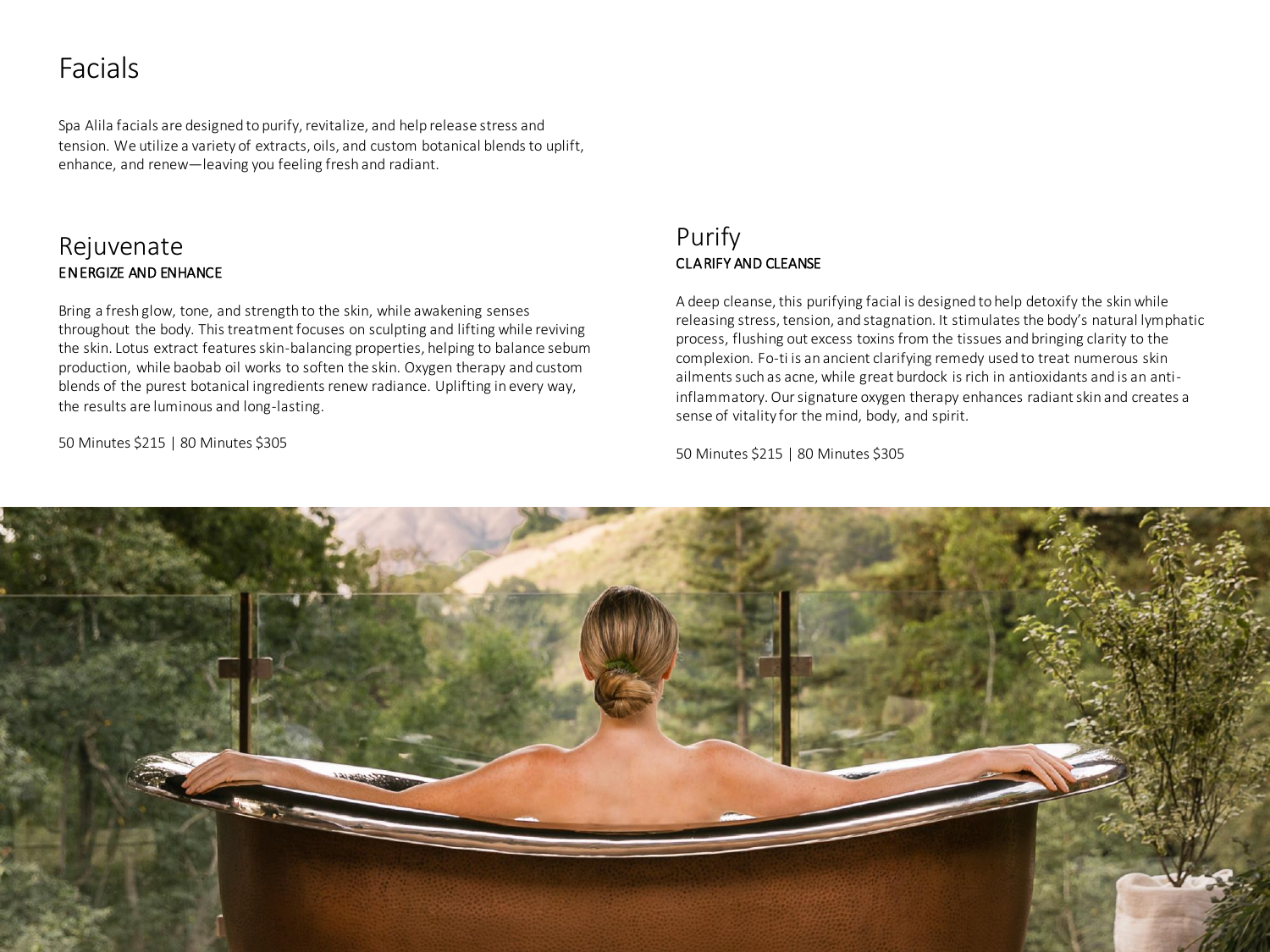# Facials

Spa Alila facials are designed to purify, revitalize, and help release stress and tension. We utilize a variety of extracts, oils, and custom botanical blends to uplift, enhance, and renew—leaving you feeling fresh and radiant.

## Rejuvenate

ENERGIZE AND ENHANCE

Bring a fresh glow, tone, and strength to the skin, while awakening senses throughout the body. This treatment focuses on sculpting and lifting while reviving the skin. Lotus extract features skin-balancing properties, helping to balance sebum production, while baobab oil works to soften the skin. Oxygen therapy and custom blends of the purest botanical ingredients renew radiance. Uplifting in every way, the results are luminous and long-lasting.

50 Minutes $215 | 80 Minutes $305

## Purify

CLARIFY AND CLEANSE

A deep cleanse, this purifying facial is designed to help detoxify the skin while releasing stress, tension, and stagnation. It stimulates the body's natural lymphatic process, flushing out excess toxins from the tissues and bringing clarity to the complexion. Fo-ti is an ancient clarifying remedy used to treat numerous skin ailments such as acne, while great burdock is rich in antioxidants and is an anti-inflammatory. Our signature oxygen therapy enhances radiant skin and creates a sense of vitality for the mind, body, and spirit.

50 Minutes $215 | 80 Minutes $305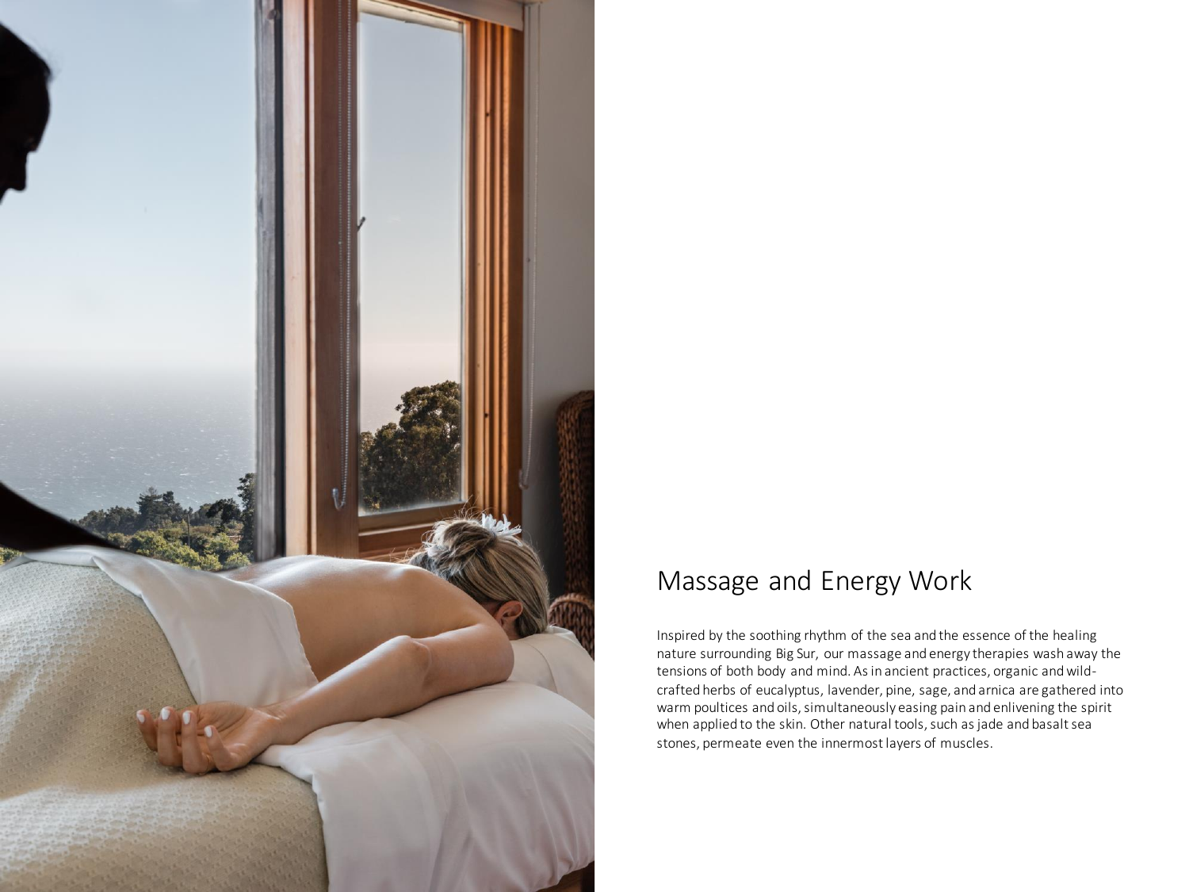# Massage and Energy Work

Inspired by the soothing rhythm of the sea and the essence of the healing nature surrounding Big Sur, our massage and energy therapies wash away the tensions of both body and mind. As in ancient practices, organic and wild-crafted herbs of eucalyptus, lavender, pine, sage, and arnica are gathered into warm poultices and oils, simultaneously easing pain and enlivening the spirit when applied to the skin. Other natural tools, such as jade and basalt sea stones, permeate even the innermost layers of muscles.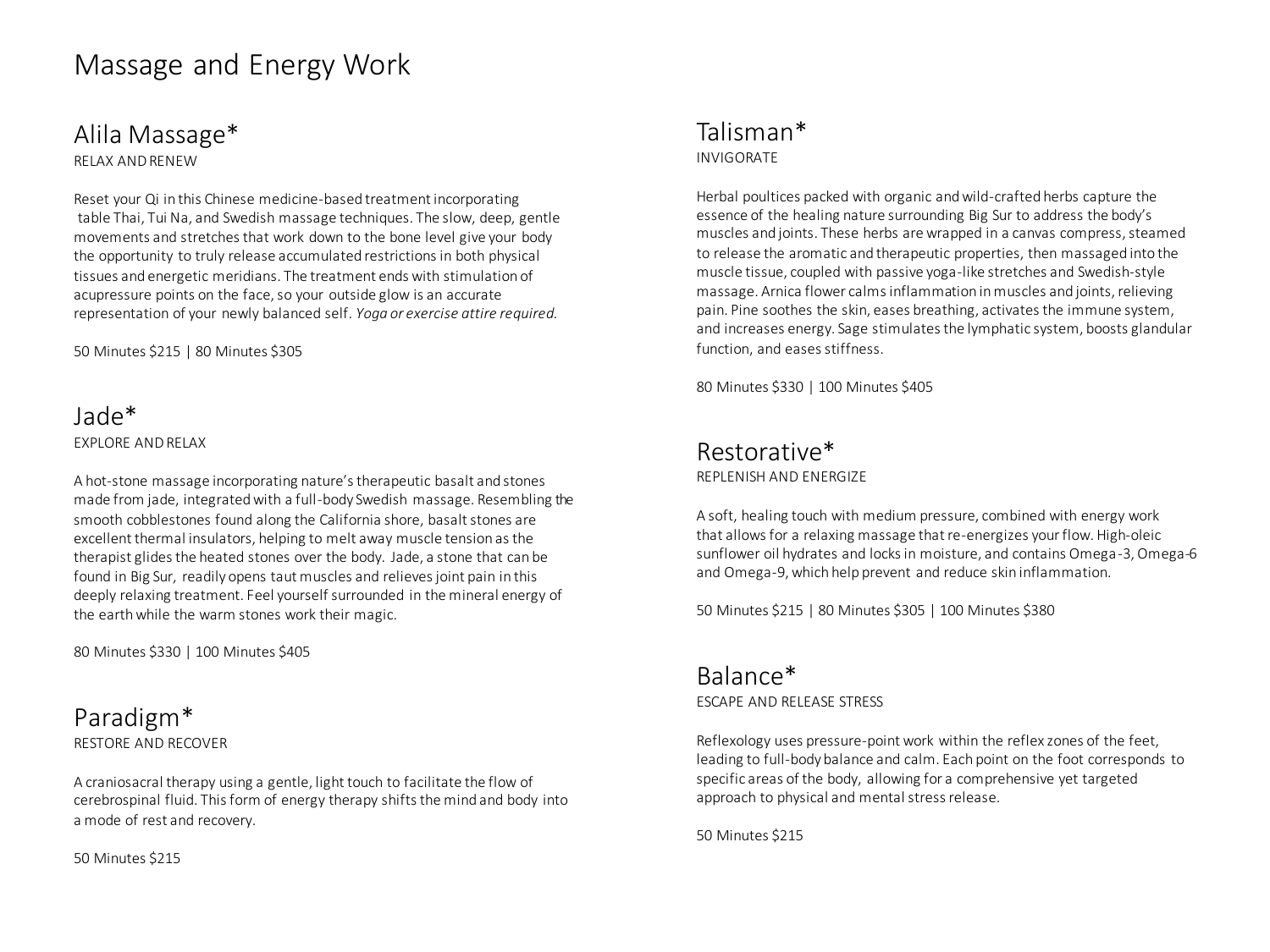# Massage and Energy Work

## Alila Massage*

RELAX AND RENEW

Reset your Qi in this Chinese medicine-based treatment incorporating table Thai, Tui Na, and Swedish massage techniques. The slow, deep, gentle movements and stretches that work down to the bone level give your body the opportunity to truly release accumulated restrictions in both physical tissues and energetic meridians. The treatment ends with stimulation of acupressure points on the face, so your outside glow is an accurate representation of your newly balanced self. *Yoga or exercise attire required.*

50 Minutes $215 | 80 Minutes $305

## Jade*

EXPLORE AND RELAX

A hot-stone massage incorporating nature's therapeutic basalt and stones made from jade, integrated with a full-body Swedish massage. Resembling the smooth cobblestones found along the California shore, basalt stones are excellent thermal insulators, helping to melt away muscle tension as the therapist glides the heated stones over the body. Jade, a stone that can be found in Big Sur, readily opens taut muscles and relieves joint pain in this deeply relaxing treatment. Feel yourself surrounded in the mineral energy of the earth while the warm stones work their magic.

80 Minutes $330 | 100 Minutes $405

## Paradigm*

RESTORE AND RECOVER

A craniosacral therapy using a gentle, light touch to facilitate the flow of cerebrospinal fluid. This form of energy therapy shifts the mind and body into a mode of rest and recovery.

50 Minutes $215

## Talisman*

INVIGORATE

Herbal poultices packed with organic and wild-crafted herbs capture the essence of the healing nature surrounding Big Sur to address the body's muscles and joints. These herbs are wrapped in a canvas compress, steamed to release the aromatic and therapeutic properties, then massaged into the muscle tissue, coupled with passive yoga-like stretches and Swedish-style massage. Arnica flower calms inflammation in muscles and joints, relieving pain. Pine soothes the skin, eases breathing, activates the immune system, and increases energy. Sage stimulates the lymphatic system, boosts glandular function, and eases stiffness.

80 Minutes $330 | 100 Minutes $405

## Restorative*

REPLENISH AND ENERGIZE

A soft, healing touch with medium pressure, combined with energy work that allows for a relaxing massage that re-energizes your flow. High-oleic sunflower oil hydrates and locks in moisture, and contains Omega-3, Omega-6 and Omega-9, which help prevent and reduce skin inflammation.

50 Minutes $215 | 80 Minutes $305 | 100 Minutes $380

## Balance*

ESCAPE AND RELEASE STRESS

Reflexology uses pressure-point work within the reflex zones of the feet, leading to full-body balance and calm. Each point on the foot corresponds to specific areas of the body, allowing for a comprehensive yet targeted approach to physical and mental stress release.

50 Minutes $215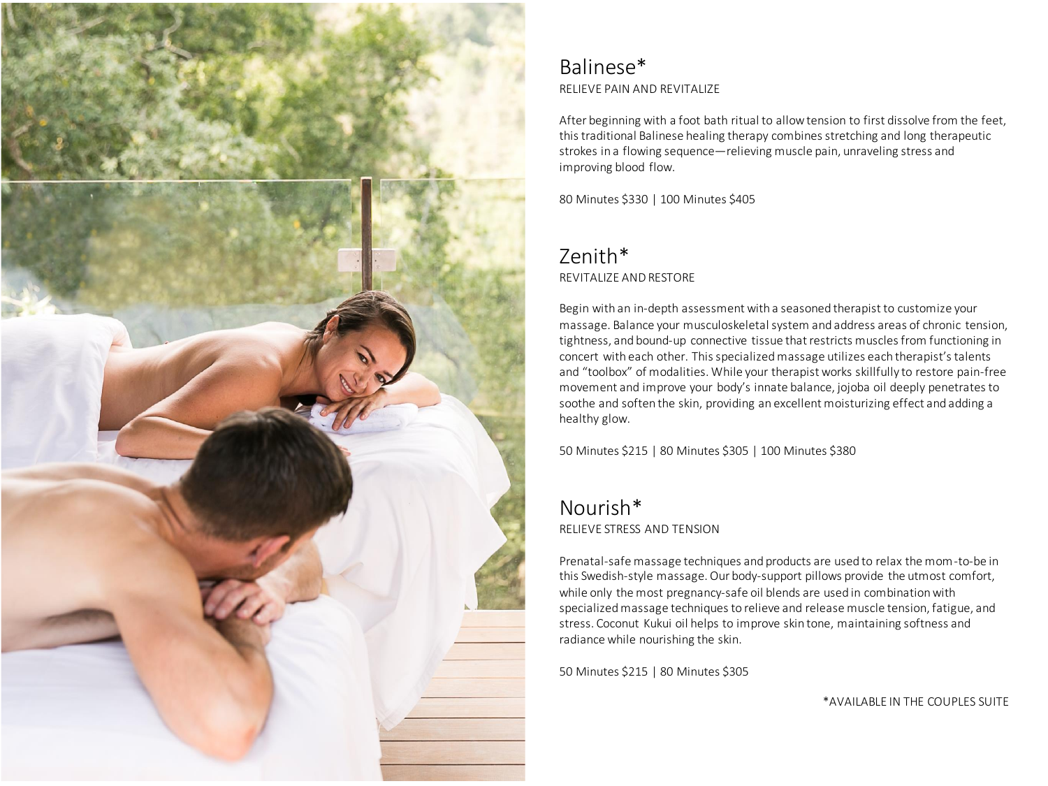## Balinese*

RELIEVE PAIN AND REVITALIZE

After beginning with a foot bath ritual to allow tension to first dissolve from the feet, this traditional Balinese healing therapy combines stretching and long therapeutic strokes in a flowing sequence—relieving muscle pain, unraveling stress and improving blood flow.

80 Minutes $330 | 100 Minutes $405

## Zenith*

REVITALIZE AND RESTORE

Begin with an in-depth assessment with a seasoned therapist to customize your massage. Balance your musculoskeletal system and address areas of chronic tension, tightness, and bound-up connective tissue that restricts muscles from functioning in concert with each other. This specialized massage utilizes each therapist's talents and "toolbox" of modalities. While your therapist works skillfully to restore pain-free movement and improve your body's innate balance, jojoba oil deeply penetrates to soothe and soften the skin, providing an excellent moisturizing effect and adding a healthy glow.

50 Minutes $215 | 80 Minutes $305 | 100 Minutes $380

## Nourish*

RELIEVE STRESS AND TENSION

Prenatal-safe massage techniques and products are used to relax the mom-to-be in this Swedish-style massage. Our body-support pillows provide the utmost comfort, while only the most pregnancy-safe oil blends are used in combination with specialized massage techniques to relieve and release muscle tension, fatigue, and stress. Coconut Kukui oil helps to improve skin tone, maintaining softness and radiance while nourishing the skin.

50 Minutes $215 | 80 Minutes $305

*AVAILABLE IN THE COUPLES SUITE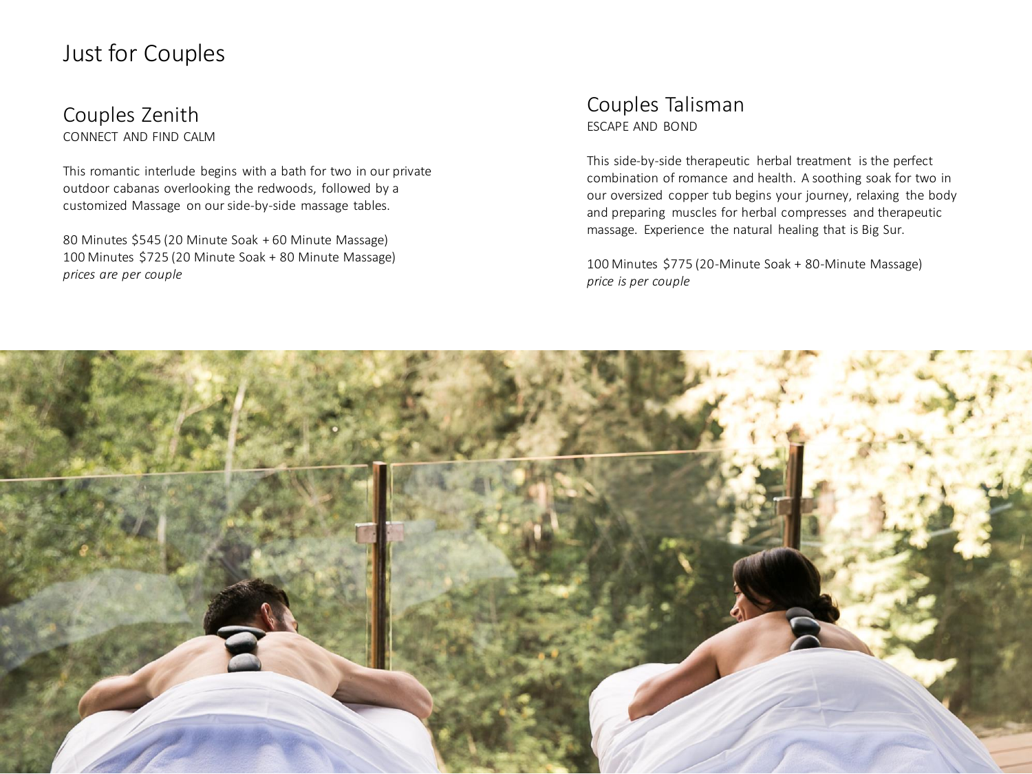# Just for Couples

## Couples Zenith

CONNECT AND FIND CALM

This romantic interlude begins with a bath for two in our private outdoor cabanas overlooking the redwoods, followed by a customized Massage on our side-by-side massage tables.

80 Minutes $545 (20 Minute Soak + 60 Minute Massage)
100 Minutes $725 (20 Minute Soak + 80 Minute Massage)
*prices are per couple*

## Couples Talisman

ESCAPE AND BOND

This side-by-side therapeutic herbal treatment is the perfect combination of romance and health. A soothing soak for two in our oversized copper tub begins your journey, relaxing the body and preparing muscles for herbal compresses and therapeutic massage. Experience the natural healing that is Big Sur.

100 Minutes $775 (20-Minute Soak + 80-Minute Massage)
*price is per couple*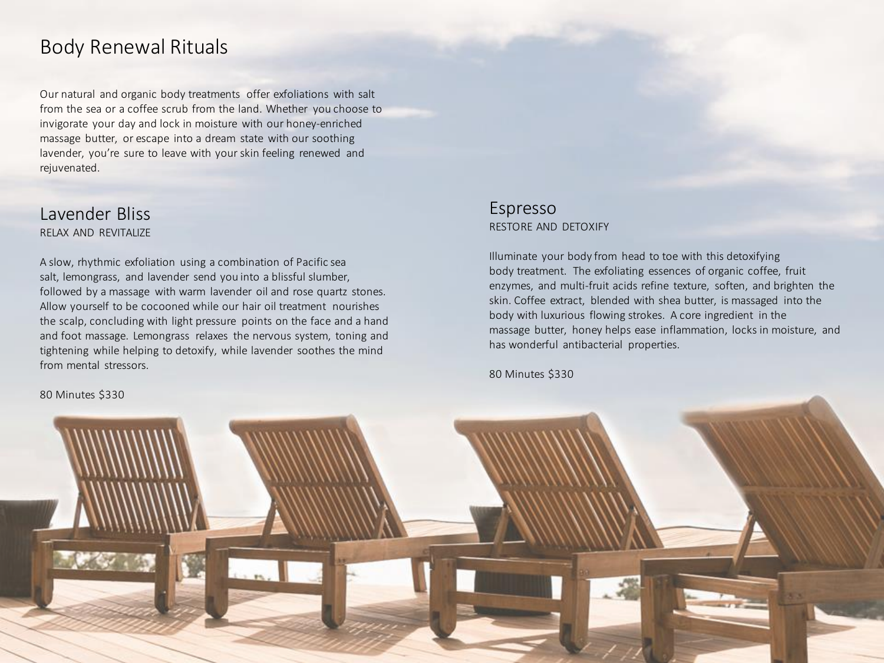# Body Renewal Rituals

Our natural and organic body treatments offer exfoliations with salt from the sea or a coffee scrub from the land. Whether you choose to invigorate your day and lock in moisture with our honey-enriched massage butter, or escape into a dream state with our soothing lavender, you're sure to leave with your skin feeling renewed and rejuvenated.

## Lavender Bliss

RELAX AND REVITALIZE

A slow, rhythmic exfoliation using a combination of Pacific sea salt, lemongrass, and lavender send you into a blissful slumber, followed by a massage with warm lavender oil and rose quartz stones. Allow yourself to be cocooned while our hair oil treatment nourishes the scalp, concluding with light pressure points on the face and a hand and foot massage. Lemongrass relaxes the nervous system, toning and tightening while helping to detoxify, while lavender soothes the mind from mental stressors.

80 Minutes $330

## Espresso

RESTORE AND DETOXIFY

Illuminate your body from head to toe with this detoxifying body treatment. The exfoliating essences of organic coffee, fruit enzymes, and multi-fruit acids refine texture, soften, and brighten the skin. Coffee extract, blended with shea butter, is massaged into the body with luxurious flowing strokes. A core ingredient in the massage butter, honey helps ease inflammation, locks in moisture, and has wonderful antibacterial properties.

80 Minutes $330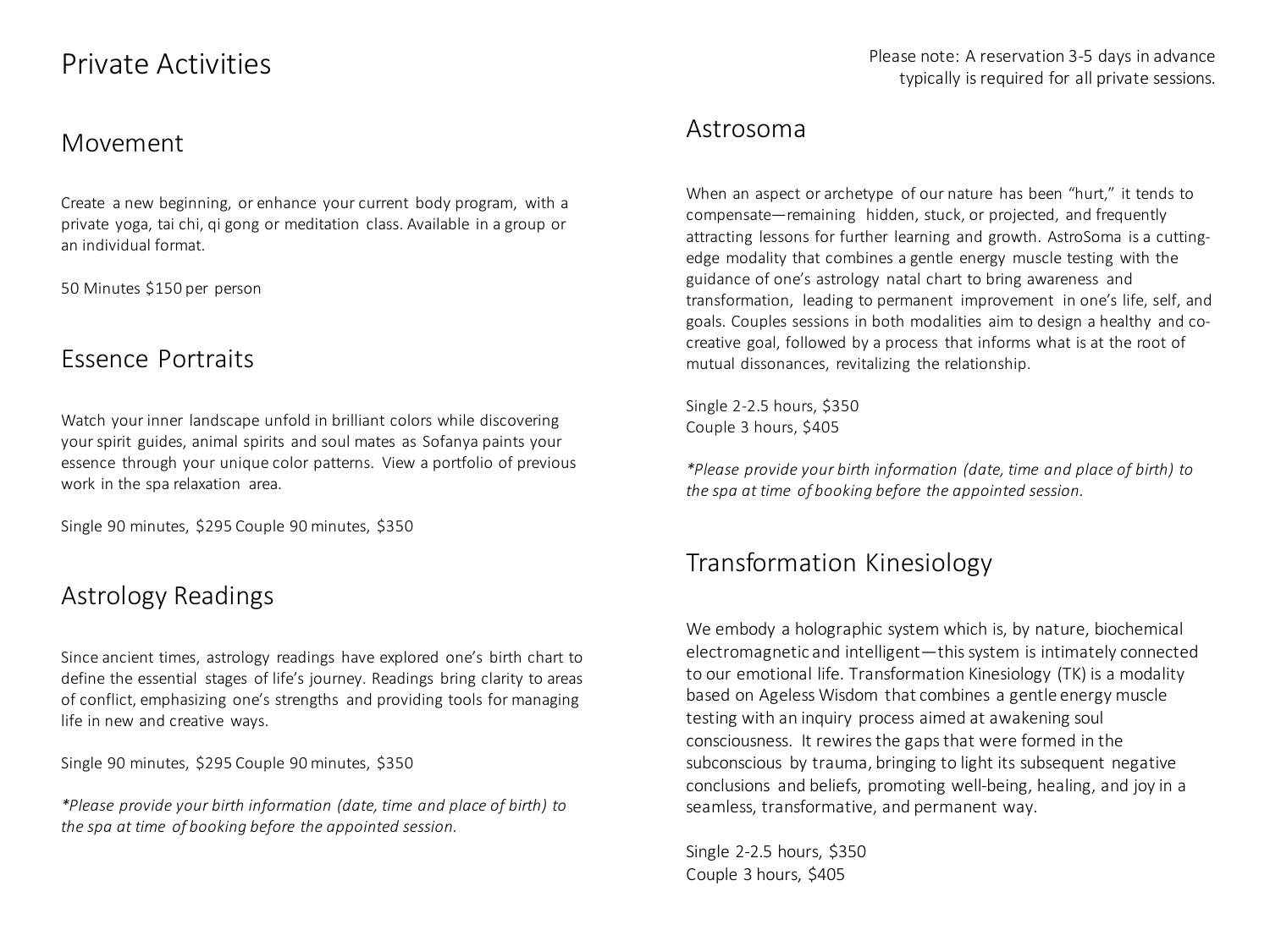# Private Activities

Please note: A reservation 3-5 days in advance typically is required for all private sessions.

## Movement

Create a new beginning, or enhance your current body program, with a private yoga, tai chi, qi gong or meditation class. Available in a group or an individual format.

50 Minutes $150 per person

## Essence Portraits

Watch your inner landscape unfold in brilliant colors while discovering your spirit guides, animal spirits and soul mates as Sofanya paints your essence through your unique color patterns. View a portfolio of previous work in the spa relaxation area.

Single 90 minutes, $295 Couple 90 minutes, $350

## Astrology Readings

Since ancient times, astrology readings have explored one's birth chart to define the essential stages of life's journey. Readings bring clarity to areas of conflict, emphasizing one's strengths and providing tools for managing life in new and creative ways.

Single 90 minutes, $295 Couple 90 minutes, $350

*\*Please provide your birth information (date, time and place of birth) to the spa at time of booking before the appointed session.*

## Astrosoma

When an aspect or archetype of our nature has been "hurt," it tends to compensate—remaining hidden, stuck, or projected, and frequently attracting lessons for further learning and growth. AstroSoma is a cutting-edge modality that combines a gentle energy muscle testing with the guidance of one's astrology natal chart to bring awareness and transformation, leading to permanent improvement in one's life, self, and goals. Couples sessions in both modalities aim to design a healthy and co-creative goal, followed by a process that informs what is at the root of mutual dissonances, revitalizing the relationship.

Single 2-2.5 hours, $350
Couple 3 hours, $405

*\*Please provide your birth information (date, time and place of birth) to the spa at time of booking before the appointed session.*

## Transformation Kinesiology

We embody a holographic system which is, by nature, biochemical electromagnetic and intelligent—this system is intimately connected to our emotional life. Transformation Kinesiology (TK) is a modality based on Ageless Wisdom that combines a gentle energy muscle testing with an inquiry process aimed at awakening soul consciousness. It rewires the gaps that were formed in the subconscious by trauma, bringing to light its subsequent negative conclusions and beliefs, promoting well-being, healing, and joy in a seamless, transformative, and permanent way.

Single 2-2.5 hours, $350
Couple 3 hours, $405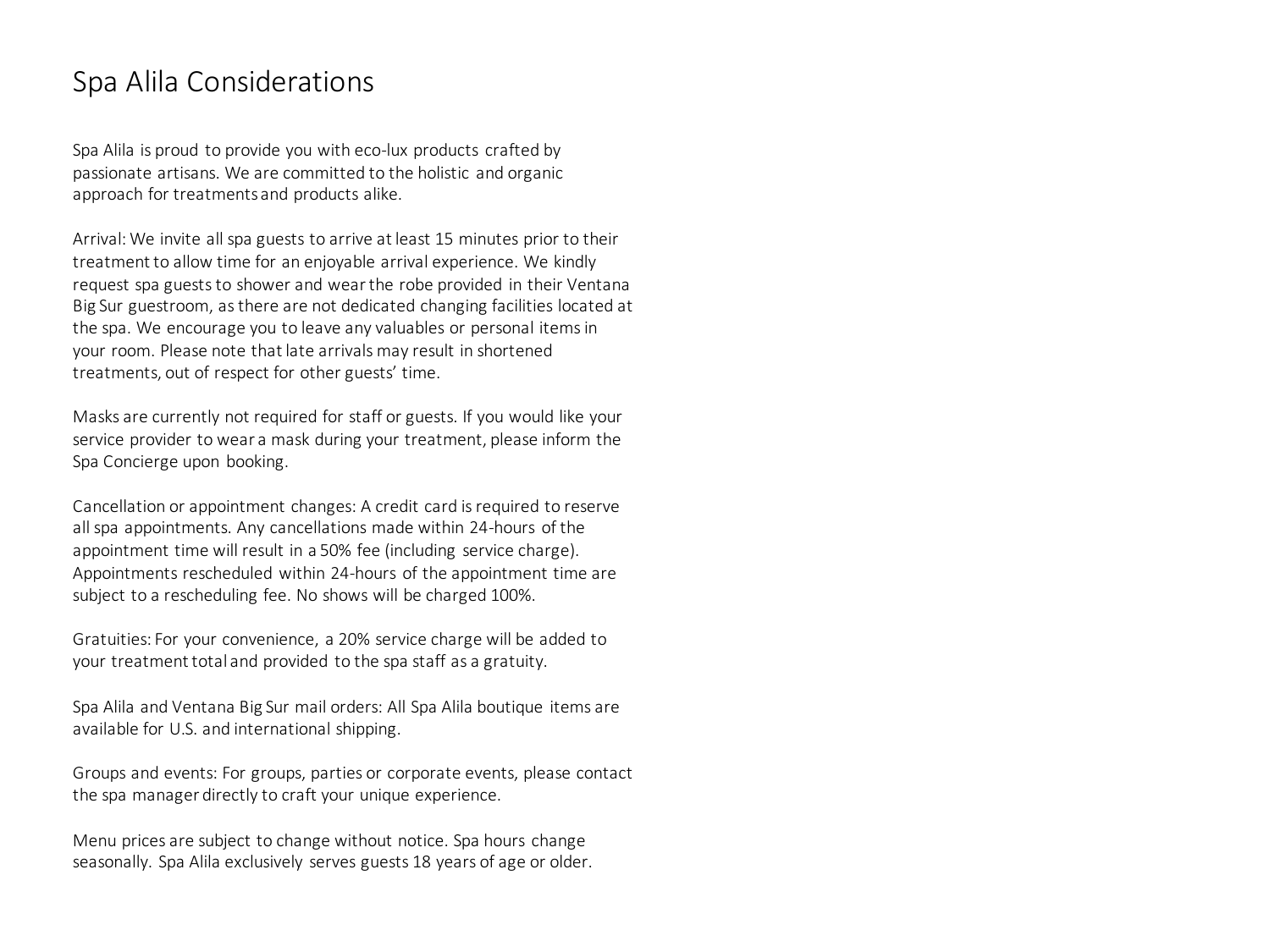# Spa Alila Considerations

Spa Alila is proud to provide you with eco-lux products crafted by passionate artisans. We are committed to the holistic and organic approach for treatments and products alike.

Arrival: We invite all spa guests to arrive at least 15 minutes prior to their treatment to allow time for an enjoyable arrival experience. We kindly request spa guests to shower and wear the robe provided in their Ventana Big Sur guestroom, as there are not dedicated changing facilities located at the spa. We encourage you to leave any valuables or personal items in your room. Please note that late arrivals may result in shortened treatments, out of respect for other guests' time.

Masks are currently not required for staff or guests. If you would like your service provider to wear a mask during your treatment, please inform the Spa Concierge upon booking.

Cancellation or appointment changes: A credit card is required to reserve all spa appointments. Any cancellations made within 24-hours of the appointment time will result in a 50% fee (including service charge). Appointments rescheduled within 24-hours of the appointment time are subject to a rescheduling fee. No shows will be charged 100%.

Gratuities: For your convenience, a 20% service charge will be added to your treatment total and provided to the spa staff as a gratuity.

Spa Alila and Ventana Big Sur mail orders: All Spa Alila boutique items are available for U.S. and international shipping.

Groups and events: For groups, parties or corporate events, please contact the spa manager directly to craft your unique experience.

Menu prices are subject to change without notice. Spa hours change seasonally. Spa Alila exclusively serves guests 18 years of age or older.